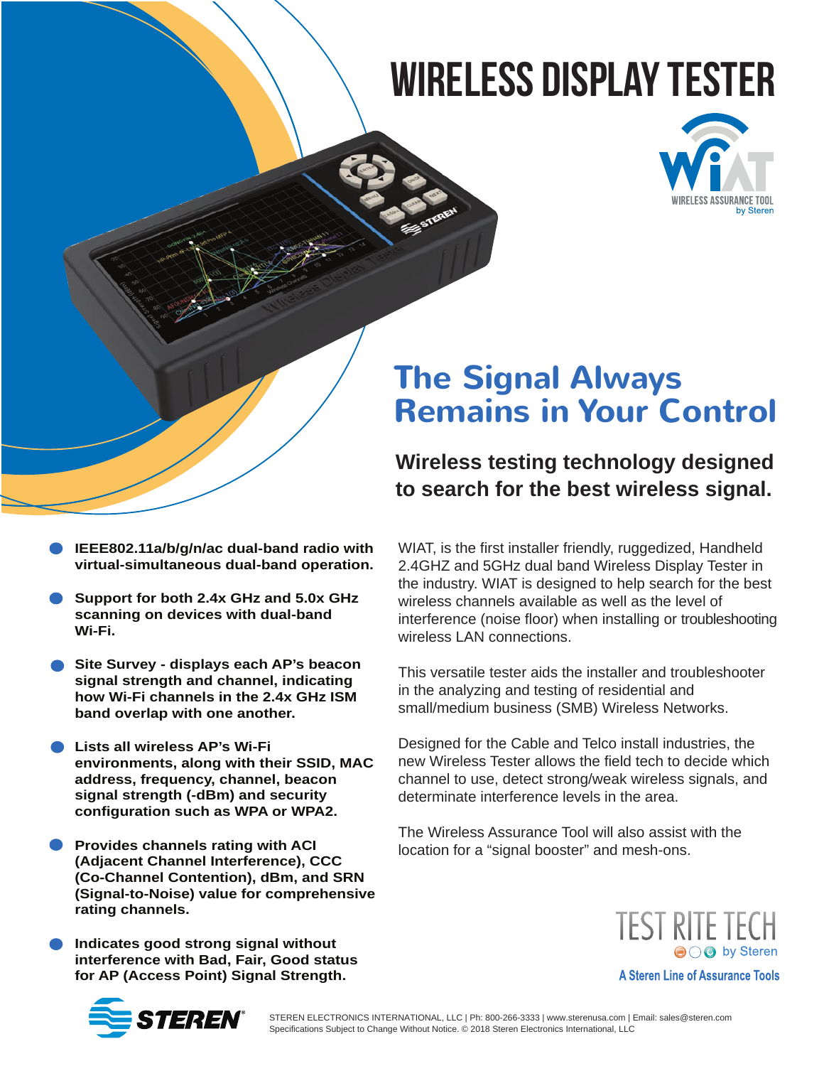# WIRELESS DISPLAY TESTER

WiAT
WIRELESS ASSURANCE TOOL
by Steren

## The Signal Always Remains in Your Control

### Wireless testing technology designed to search for the best wireless signal.

- **IEEE802.11a/b/g/n/ac dual-band radio with virtual-simultaneous dual-band operation.**
- **Support for both 2.4x GHz and 5.0x GHz scanning on devices with dual-band Wi-Fi.**
- **Site Survey - displays each AP's beacon signal strength and channel, indicating how Wi-Fi channels in the 2.4x GHz ISM band overlap with one another.**
- **Lists all wireless AP's Wi-Fi environments, along with their SSID, MAC address, frequency, channel, beacon signal strength (-dBm) and security configuration such as WPA or WPA2.**
- **Provides channels rating with ACI (Adjacent Channel Interference), CCC (Co-Channel Contention), dBm, and SRN (Signal-to-Noise) value for comprehensive rating channels.**
- **Indicates good strong signal without interference with Bad, Fair, Good status for AP (Access Point) Signal Strength.**

WIAT, is the first installer friendly, ruggedized, Handheld 2.4GHZ and 5GHz dual band Wireless Display Tester in the industry. WIAT is designed to help search for the best wireless channels available as well as the level of interference (noise floor) when installing or troubleshooting wireless LAN connections.

This versatile tester aids the installer and troubleshooter in the analyzing and testing of residential and small/medium business (SMB) Wireless Networks.

Designed for the Cable and Telco install industries, the new Wireless Tester allows the field tech to decide which channel to use, detect strong/weak wireless signals, and determinate interference levels in the area.

The Wireless Assurance Tool will also assist with the location for a "signal booster" and mesh-ons.

TEST RITE TECH
by Steren
A Steren Line of Assurance Tools

STEREN

STEREN ELECTRONICS INTERNATIONAL, LLC | Ph: 800-266-3333 | www.sterenusa.com | Email: sales@steren.com
Specifications Subject to Change Without Notice. © 2018 Steren Electronics International, LLC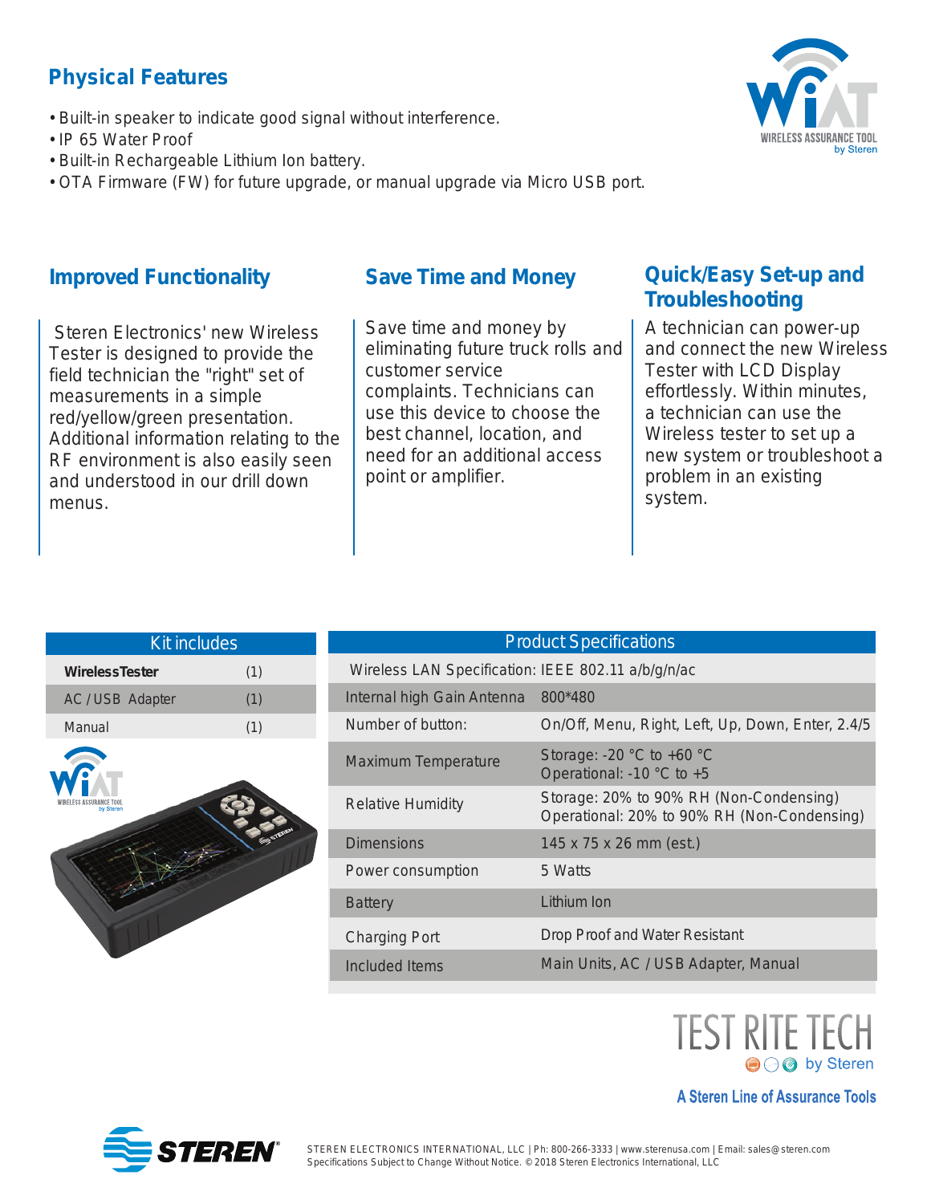## Physical Features

- Built-in speaker to indicate good signal without interference.
- IP 65 Water Proof
- Built-in Rechargeable Lithium Ion battery.
- OTA Firmware (FW) for future upgrade, or manual upgrade via Micro USB port.

## Improved Functionality

Steren Electronics' new Wireless Tester is designed to provide the field technician the "right" set of measurements in a simple red/yellow/green presentation. Additional information relating to the RF environment is also easily seen and understood in our drill down menus.

## Save Time and Money

Save time and money by eliminating future truck rolls and customer service complaints. Technicians can use this device to choose the best channel, location, and need for an additional access point or amplifier.

## Quick/Easy Set-up and Troubleshooting

A technician can power-up and connect the new Wireless Tester with LCD Display effortlessly. Within minutes, a technician can use the Wireless tester to set up a new system or troubleshoot a problem in an existing system.

| Kit includes | |
|---|---|
| **WirelessTester** | (1) |
| AC / USB Adapter | (1) |
| Manual | (1) |

| Product Specifications | |
|---|---|
| Wireless LAN Specification: IEEE 802.11 a/b/g/n/ac | |
| Internal high Gain Antenna | 800*480 |
| Number of button: | On/Off, Menu, Right, Left, Up, Down, Enter, 2.4/5 |
| Maximum Temperature | Storage: -20 °C to +60 °C<br>Operational: -10 °C to +5 |
| Relative Humidity | Storage: 20% to 90% RH (Non-Condensing)<br>Operational: 20% to 90% RH (Non-Condensing) |
| Dimensions | 145 x 75 x 26 mm (est.) |
| Power consumption | 5 Watts |
| Battery | Lithium Ion |
| Charging Port | Drop Proof and Water Resistant |
| Included Items | Main Units, AC / USB Adapter, Manual |

TEST RITE TECH by Steren

A Steren Line of Assurance Tools

STEREN ELECTRONICS INTERNATIONAL, LLC | Ph: 800-266-3333 | www.sterenusa.com | Email: sales@steren.com
Specifications Subject to Change Without Notice. © 2018 Steren Electronics International, LLC